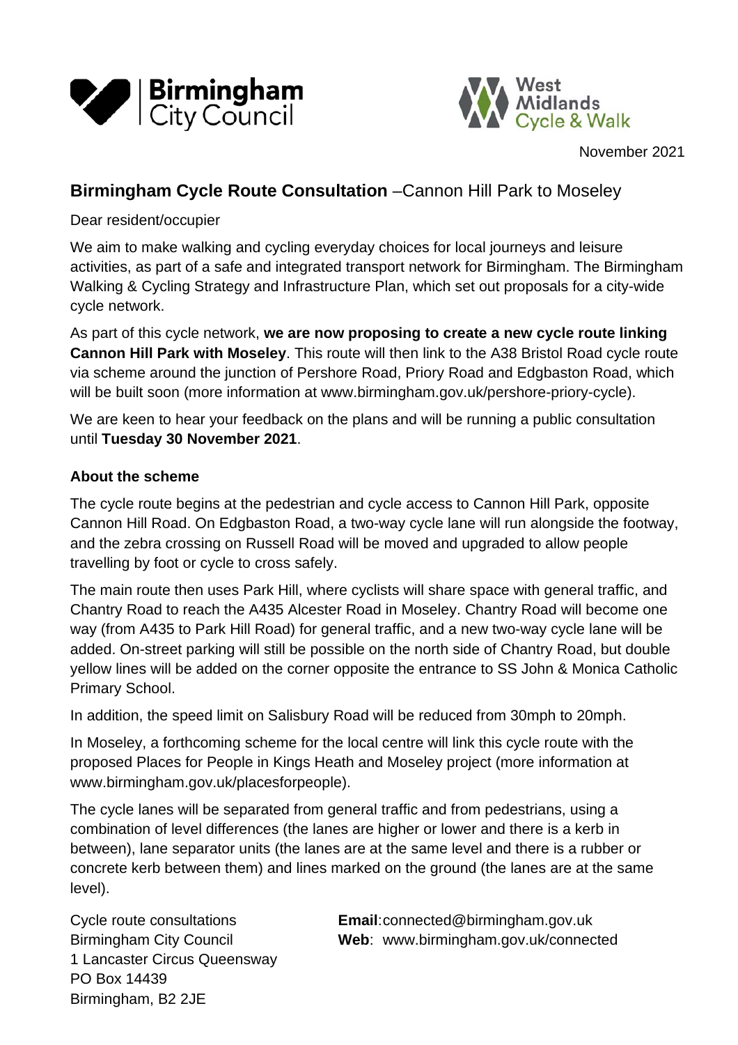Birmingham City Council

West Midlands Cycle & Walk

November 2021

## **Birmingham Cycle Route Consultation** –Cannon Hill Park to Moseley

Dear resident/occupier

We aim to make walking and cycling everyday choices for local journeys and leisure activities, as part of a safe and integrated transport network for Birmingham. The Birmingham Walking & Cycling Strategy and Infrastructure Plan, which set out proposals for a city-wide cycle network.

As part of this cycle network, **we are now proposing to create a new cycle route linking Cannon Hill Park with Moseley**. This route will then link to the A38 Bristol Road cycle route via scheme around the junction of Pershore Road, Priory Road and Edgbaston Road, which will be built soon (more information at www.birmingham.gov.uk/pershore-priory-cycle).

We are keen to hear your feedback on the plans and will be running a public consultation until **Tuesday 30 November 2021**.

### **About the scheme**

The cycle route begins at the pedestrian and cycle access to Cannon Hill Park, opposite Cannon Hill Road. On Edgbaston Road, a two-way cycle lane will run alongside the footway, and the zebra crossing on Russell Road will be moved and upgraded to allow people travelling by foot or cycle to cross safely.

The main route then uses Park Hill, where cyclists will share space with general traffic, and Chantry Road to reach the A435 Alcester Road in Moseley. Chantry Road will become one way (from A435 to Park Hill Road) for general traffic, and a new two-way cycle lane will be added. On-street parking will still be possible on the north side of Chantry Road, but double yellow lines will be added on the corner opposite the entrance to SS John & Monica Catholic Primary School.

In addition, the speed limit on Salisbury Road will be reduced from 30mph to 20mph.

In Moseley, a forthcoming scheme for the local centre will link this cycle route with the proposed Places for People in Kings Heath and Moseley project (more information at www.birmingham.gov.uk/placesforpeople).

The cycle lanes will be separated from general traffic and from pedestrians, using a combination of level differences (the lanes are higher or lower and there is a kerb in between), lane separator units (the lanes are at the same level and there is a rubber or concrete kerb between them) and lines marked on the ground (the lanes are at the same level).

Cycle route consultations
Birmingham City Council
1 Lancaster Circus Queensway
PO Box 14439
Birmingham, B2 2JE

**Email**:connected@birmingham.gov.uk
**Web**: www.birmingham.gov.uk/connected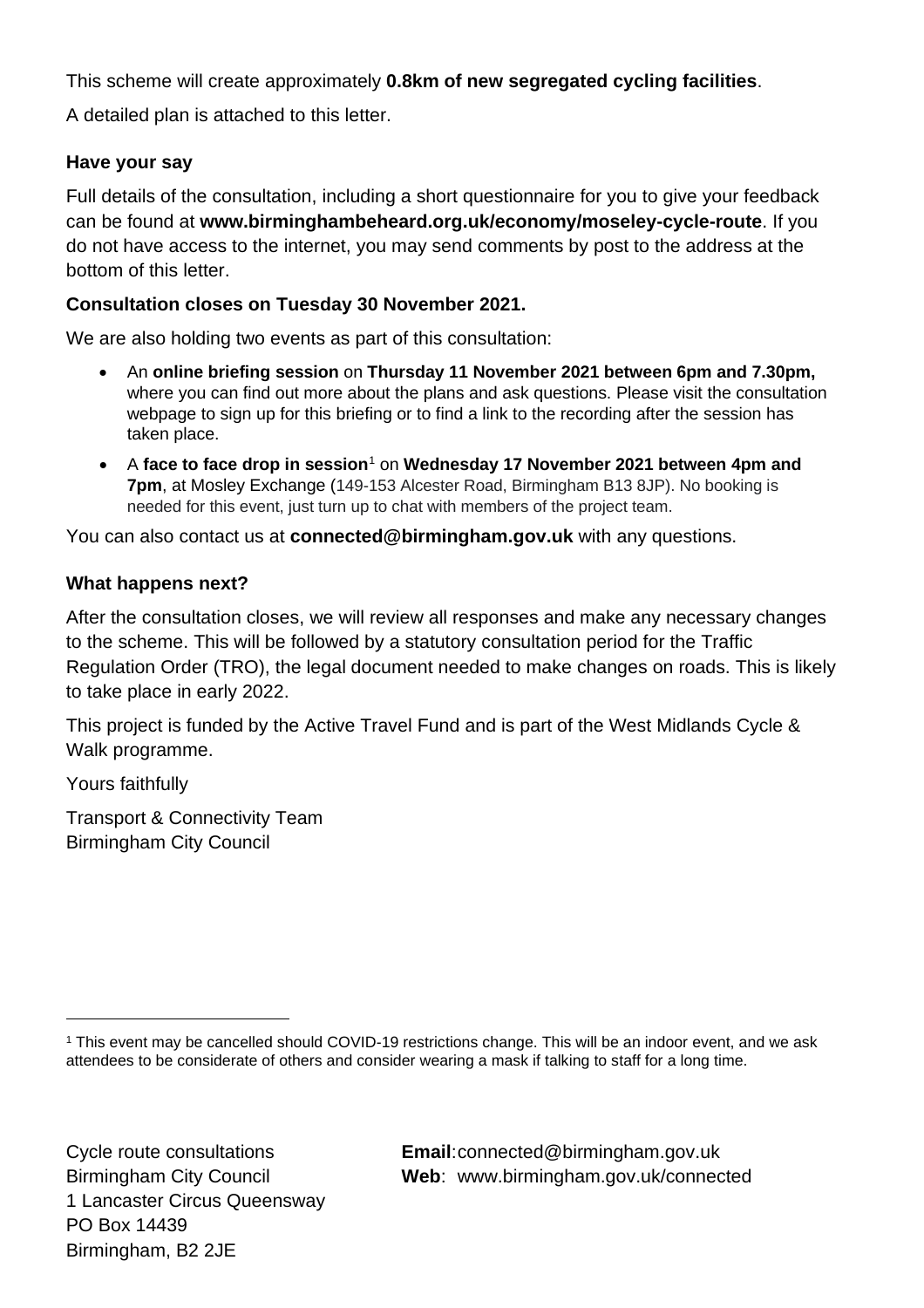This scheme will create approximately **0.8km of new segregated cycling facilities**.

A detailed plan is attached to this letter.

### Have your say

Full details of the consultation, including a short questionnaire for you to give your feedback can be found at **www.birminghambeheard.org.uk/economy/moseley-cycle-route**. If you do not have access to the internet, you may send comments by post to the address at the bottom of this letter.

**Consultation closes on Tuesday 30 November 2021.**

We are also holding two events as part of this consultation:

- An **online briefing session** on **Thursday 11 November 2021 between 6pm and 7.30pm,** where you can find out more about the plans and ask questions. Please visit the consultation webpage to sign up for this briefing or to find a link to the recording after the session has taken place.
- A **face to face drop in session**[1] on **Wednesday 17 November 2021 between 4pm and 7pm**, at Mosley Exchange (149-153 Alcester Road, Birmingham B13 8JP). No booking is needed for this event, just turn up to chat with members of the project team.

You can also contact us at **connected@birmingham.gov.uk** with any questions.

### What happens next?

After the consultation closes, we will review all responses and make any necessary changes to the scheme. This will be followed by a statutory consultation period for the Traffic Regulation Order (TRO), the legal document needed to make changes on roads. This is likely to take place in early 2022.

This project is funded by the Active Travel Fund and is part of the West Midlands Cycle & Walk programme.

Yours faithfully

Transport & Connectivity Team
Birmingham City Council

[1] This event may be cancelled should COVID-19 restrictions change. This will be an indoor event, and we ask attendees to be considerate of others and consider wearing a mask if talking to staff for a long time.

Cycle route consultations
Birmingham City Council
1 Lancaster Circus Queensway
PO Box 14439
Birmingham, B2 2JE

**Email**:connected@birmingham.gov.uk
**Web**: www.birmingham.gov.uk/connected